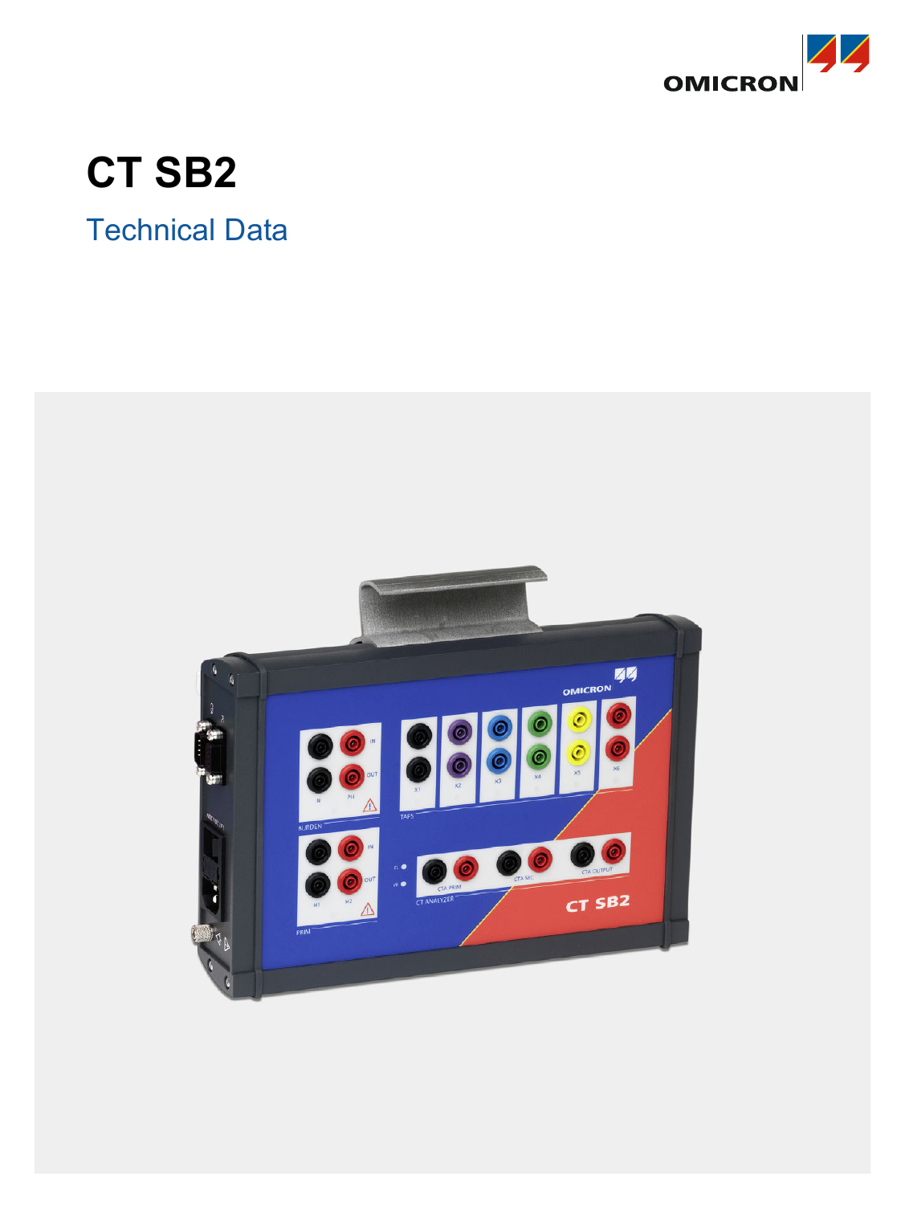# CT SB2

## Technical Data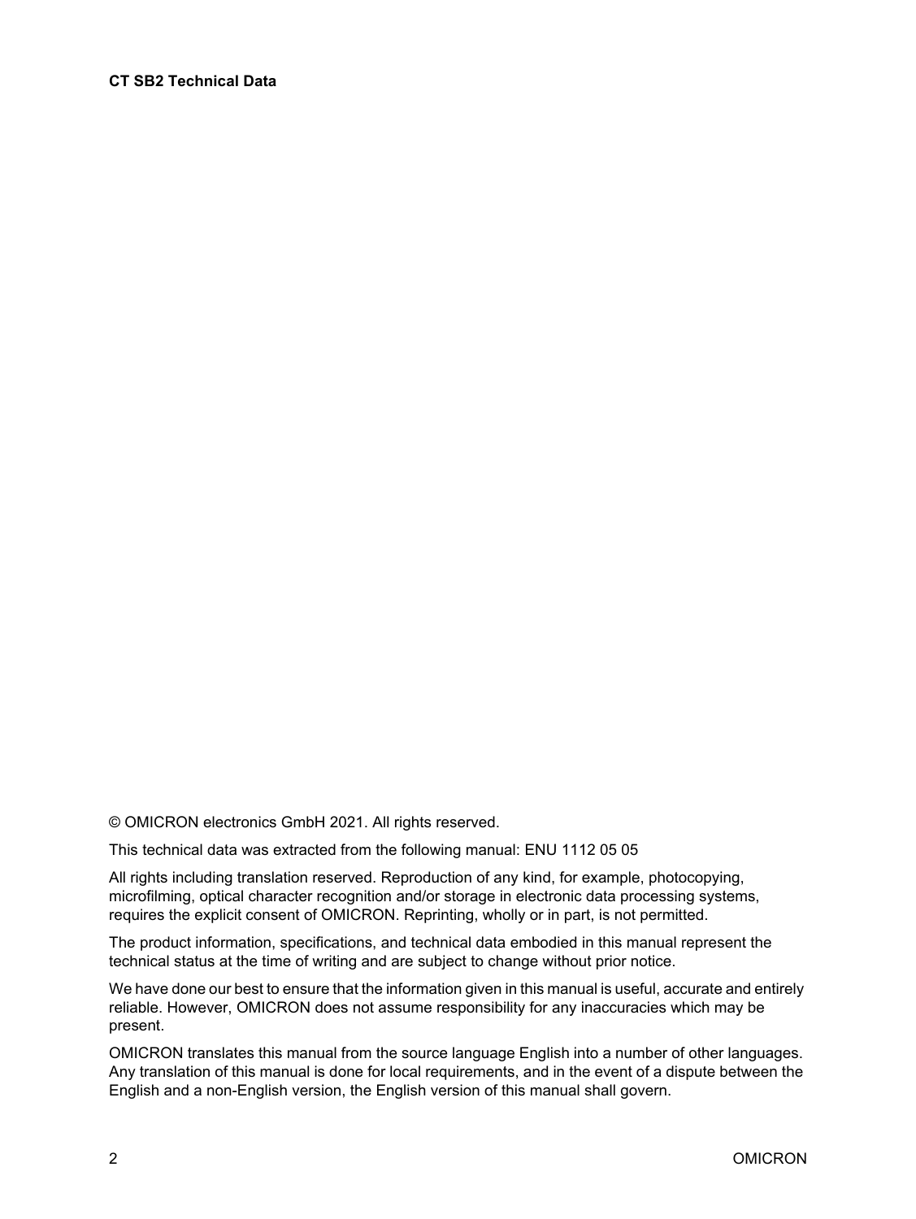© OMICRON electronics GmbH 2021. All rights reserved.

This technical data was extracted from the following manual: ENU 1112 05 05

All rights including translation reserved. Reproduction of any kind, for example, photocopying, microfilming, optical character recognition and/or storage in electronic data processing systems, requires the explicit consent of OMICRON. Reprinting, wholly or in part, is not permitted.

The product information, specifications, and technical data embodied in this manual represent the technical status at the time of writing and are subject to change without prior notice.

We have done our best to ensure that the information given in this manual is useful, accurate and entirely reliable. However, OMICRON does not assume responsibility for any inaccuracies which may be present.

OMICRON translates this manual from the source language English into a number of other languages. Any translation of this manual is done for local requirements, and in the event of a dispute between the English and a non-English version, the English version of this manual shall govern.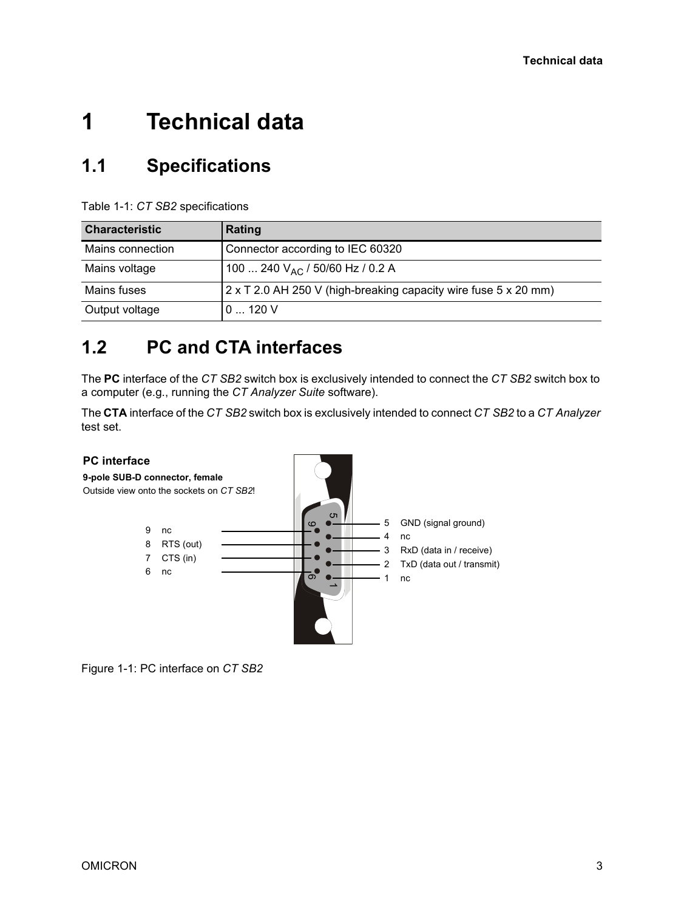# 1 Technical data

## 1.1 Specifications

Table 1-1: *CT SB2* specifications

| Characteristic | Rating |
|---|---|
| Mains connection | Connector according to IEC 60320 |
| Mains voltage | 100 ... 240 $V_{AC}$ / 50/60 Hz / 0.2 A |
| Mains fuses | 2 x T 2.0 AH 250 V (high-breaking capacity wire fuse 5 x 20 mm) |
| Output voltage | 0 ... 120 V |

## 1.2 PC and CTA interfaces

The **PC** interface of the *CT SB2* switch box is exclusively intended to connect the *CT SB2* switch box to a computer (e.g., running the *CT Analyzer Suite* software).

The **CTA** interface of the *CT SB2* switch box is exclusively intended to connect *CT SB2* to a *CT Analyzer* test set.

**PC interface**

**9-pole SUB-D connector, female**

Outside view onto the sockets on *CT SB2*!

- 9 nc
- 8 RTS (out)
- 7 CTS (in)
- 6 nc
- 5 GND (signal ground)
- 4 nc
- 3 RxD (data in / receive)
- 2 TxD (data out / transmit)
- 1 nc

Figure 1-1: PC interface on *CT SB2*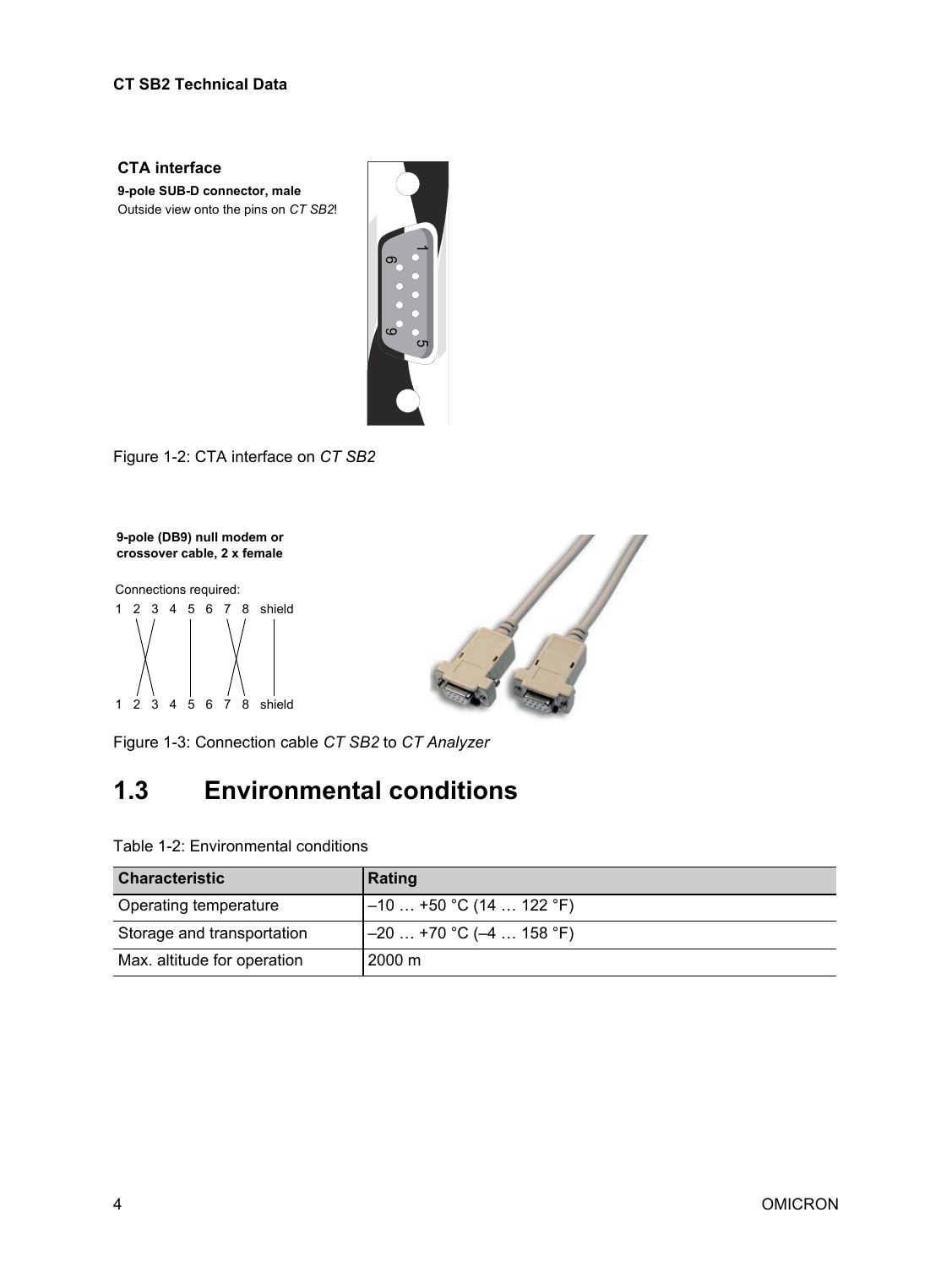**CTA interface**

**9-pole SUB-D connector, male**

Outside view onto the pins on *CT SB2*!

Figure 1-2: CTA interface on *CT SB2*

**9-pole (DB9) null modem or crossover cable, 2 x female**

Connections required:

1 2 3 4 5 6 7 8 shield

1 2 3 4 5 6 7 8 shield

Figure 1-3: Connection cable *CT SB2* to *CT Analyzer*

## 1.3 Environmental conditions

Table 1-2: Environmental conditions

| Characteristic | Rating |
|---|---|
| Operating temperature | –10 … +50 °C (14 … 122 °F) |
| Storage and transportation | –20 … +70 °C (–4 … 158 °F) |
| Max. altitude for operation | 2000 m |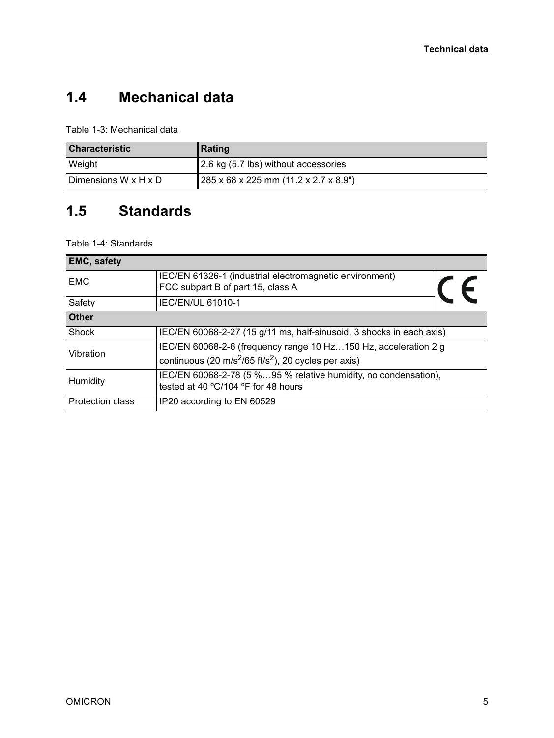## 1.4 Mechanical data

Table 1-3: Mechanical data

| Characteristic | Rating |
|---|---|
| Weight | 2.6 kg (5.7 lbs) without accessories |
| Dimensions W x H x D | 285 x 68 x 225 mm (11.2 x 2.7 x 8.9") |

## 1.5 Standards

Table 1-4: Standards

| | | |
|---|---|---|
| **EMC, safety** | | |
| EMC | IEC/EN 61326-1 (industrial electromagnetic environment)<br>FCC subpart B of part 15, class A | CE |
| Safety | IEC/EN/UL 61010-1 | |
| **Other** | | |
| Shock | IEC/EN 60068-2-27 (15 g/11 ms, half-sinusoid, 3 shocks in each axis) | |
| Vibration | IEC/EN 60068-2-6 (frequency range 10 Hz…150 Hz, acceleration 2 g continuous (20 $m/s^2$/65 $ft/s^2$), 20 cycles per axis) | |
| Humidity | IEC/EN 60068-2-78 (5 %…95 % relative humidity, no condensation), tested at 40 ºC/104 ºF for 48 hours | |
| Protection class | IP20 according to EN 60529 | |